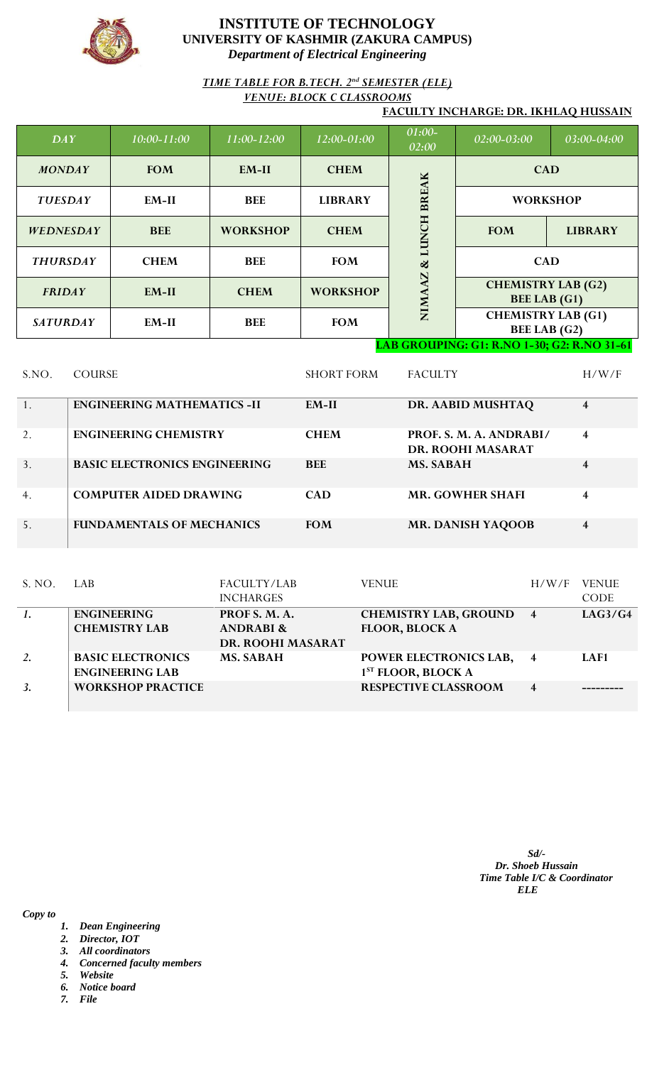# INSTITUTE OF TECHNOLOGY
## UNIVERSITY OF KASHMIR (ZAKURA CAMPUS)
### *Department of Electrical Engineering*

***TIME TABLE FOR B.TECH. 2nd SEMESTER (ELE)***

***VENUE: BLOCK C CLASSROOMS***

**FACULTY INCHARGE: DR. IKHLAQ HUSSAIN**

| DAY | 10:00-11:00 | 11:00-12:00 | 12:00-01:00 | 01:00-02:00 | 02:00-03:00 | 03:00-04:00 |
|---|---|---|---|---|---|---|
| MONDAY | FOM | EM-II | CHEM | NIMAAZ & LUNCH BREAK | CAD | |
| TUESDAY | EM-II | BEE | LIBRARY | | WORKSHOP | |
| WEDNESDAY | BEE | WORKSHOP | CHEM | | FOM | LIBRARY |
| THURSDAY | CHEM | BEE | FOM | | CAD | |
| FRIDAY | EM-II | CHEM | WORKSHOP | | CHEMISTRY LAB (G2) BEE LAB (G1) | |
| SATURDAY | EM-II | BEE | FOM | | CHEMISTRY LAB (G1) BEE LAB (G2) | |

**LAB GROUPING: G1: R.NO 1-30; G2: R.NO 31-61**

| S.NO. | COURSE | SHORT FORM | FACULTY | H/W/F |
|---|---|---|---|---|
| 1. | ENGINEERING MATHEMATICS -II | EM-II | DR. AABID MUSHTAQ | 4 |
| 2. | ENGINEERING CHEMISTRY | CHEM | PROF. S. M. A. ANDRABI/ DR. ROOHI MASARAT | 4 |
| 3. | BASIC ELECTRONICS ENGINEERING | BEE | MS. SABAH | 4 |
| 4. | COMPUTER AIDED DRAWING | CAD | MR. GOWHER SHAFI | 4 |
| 5. | FUNDAMENTALS OF MECHANICS | FOM | MR. DANISH YAQOOB | 4 |

| S. NO. | LAB | FACULTY/LAB INCHARGES | VENUE | H/W/F | VENUE CODE |
|---|---|---|---|---|---|
| 1. | ENGINEERING CHEMISTRY LAB | PROF S. M. A. ANDRABI & DR. ROOHI MASARAT | CHEMISTRY LAB, GROUND FLOOR, BLOCK A | 4 | LAG3/G4 |
| 2. | BASIC ELECTRONICS ENGINEERING LAB | MS. SABAH | POWER ELECTRONICS LAB, 1ST FLOOR, BLOCK A | 4 | LAF1 |
| 3. | WORKSHOP PRACTICE | | RESPECTIVE CLASSROOM | 4 | --------- |

*Sd/-*
*Dr. Shoeb Hussain*
*Time Table I/C & Coordinator*
*ELE*

*Copy to*

1. *Dean Engineering*
2. *Director, IOT*
3. *All coordinators*
4. *Concerned faculty members*
5. *Website*
6. *Notice board*
7. *File*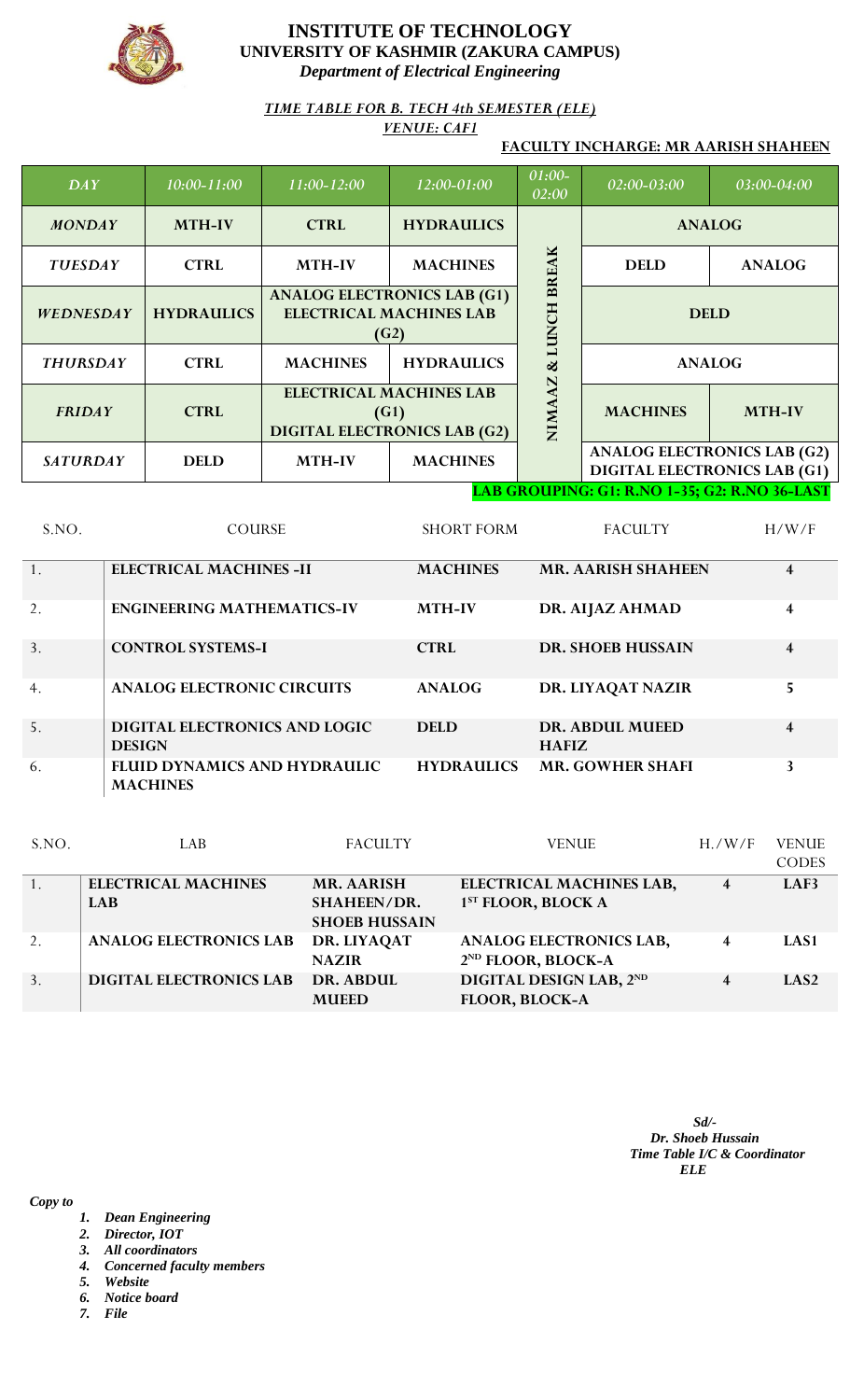# INSTITUTE OF TECHNOLOGY
## UNIVERSITY OF KASHMIR (ZAKURA CAMPUS)
*Department of Electrical Engineering*

***TIME TABLE FOR B. TECH 4th SEMESTER (ELE)***

***VENUE: CAF1***

**FACULTY INCHARGE: MR AARISH SHAHEEN**

| *DAY* | *10:00-11:00* | *11:00-12:00* | *12:00-01:00* | *01:00-02:00* | *02:00-03:00* | *03:00-04:00* |
|---|---|---|---|---|---|---|
| *MONDAY* | **MTH-IV** | **CTRL** | **HYDRAULICS** | **NIMAAZ & LUNCH BREAK** | **ANALOG** | |
| *TUESDAY* | **CTRL** | **MTH-IV** | **MACHINES** | | **DELD** | **ANALOG** |
| *WEDNESDAY* | **HYDRAULICS** | **ANALOG ELECTRONICS LAB (G1) ELECTRICAL MACHINES LAB (G2)** | | | **DELD** | |
| *THURSDAY* | **CTRL** | **MACHINES** | **HYDRAULICS** | | **ANALOG** | |
| *FRIDAY* | **CTRL** | **ELECTRICAL MACHINES LAB (G1) DIGITAL ELECTRONICS LAB (G2)** | | | **MACHINES** | **MTH-IV** |
| *SATURDAY* | **DELD** | **MTH-IV** | **MACHINES** | | **ANALOG ELECTRONICS LAB (G2) DIGITAL ELECTRONICS LAB (G1)** | |

**LAB GROUPING: G1: R.NO 1-35; G2: R.NO 36-LAST**

| S.NO. | COURSE | SHORT FORM | FACULTY | H/W/F |
|---|---|---|---|---|
| 1. | **ELECTRICAL MACHINES -II** | **MACHINES** | **MR. AARISH SHAHEEN** | **4** |
| 2. | **ENGINEERING MATHEMATICS-IV** | **MTH-IV** | **DR. AIJAZ AHMAD** | **4** |
| 3. | **CONTROL SYSTEMS-I** | **CTRL** | **DR. SHOEB HUSSAIN** | **4** |
| 4. | **ANALOG ELECTRONIC CIRCUITS** | **ANALOG** | **DR. LIYAQAT NAZIR** | **5** |
| 5. | **DIGITAL ELECTRONICS AND LOGIC DESIGN** | **DELD** | **DR. ABDUL MUEED HAFIZ** | **4** |
| 6. | **FLUID DYNAMICS AND HYDRAULIC MACHINES** | **HYDRAULICS** | **MR. GOWHER SHAFI** | **3** |

| S.NO. | LAB | FACULTY | VENUE | H./W/F | VENUE CODES |
|---|---|---|---|---|---|
| 1. | **ELECTRICAL MACHINES LAB** | **MR. AARISH SHAHEEN/DR. SHOEB HUSSAIN** | **ELECTRICAL MACHINES LAB, 1ST FLOOR, BLOCK A** | **4** | **LAF3** |
| 2. | **ANALOG ELECTRONICS LAB** | **DR. LIYAQAT NAZIR** | **ANALOG ELECTRONICS LAB, 2ND FLOOR, BLOCK-A** | **4** | **LAS1** |
| 3. | **DIGITAL ELECTRONICS LAB** | **DR. ABDUL MUEED** | **DIGITAL DESIGN LAB, 2ND FLOOR, BLOCK-A** | **4** | **LAS2** |

***Sd/-***
***Dr. Shoeb Hussain***
***Time Table I/C & Coordinator***
***ELE***

***Copy to***

1. ***Dean Engineering***
2. ***Director, IOT***
3. ***All coordinators***
4. ***Concerned faculty members***
5. ***Website***
6. ***Notice board***
7. ***File***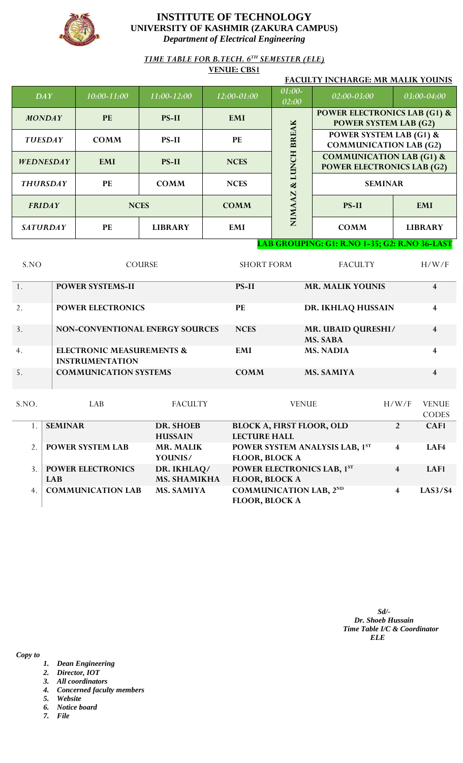# INSTITUTE OF TECHNOLOGY
## UNIVERSITY OF KASHMIR (ZAKURA CAMPUS)
*Department of Electrical Engineering*

***TIME TABLE FOR B.TECH. 6TH SEMESTER (ELE)***

**VENUE: CBS1**

**FACULTY INCHARGE: MR MALIK YOUNIS**

| DAY | 10:00-11:00 | 11:00-12:00 | 12:00-01:00 | 01:00-02:00 | 02:00-03:00 | 03:00-04:00 |
|---|---|---|---|---|---|---|
| MONDAY | PE | PS-II | EMI | NIMAAZ & LUNCH BREAK | POWER ELECTRONICS LAB (G1) & POWER SYSTEM LAB (G2) | |
| TUESDAY | COMM | PS-II | PE | | POWER SYSTEM LAB (G1) & COMMUNICATION LAB (G2) | |
| WEDNESDAY | EMI | PS-II | NCES | | COMMUNICATION LAB (G1) & POWER ELECTRONICS LAB (G2) | |
| THURSDAY | PE | COMM | NCES | | SEMINAR | |
| FRIDAY | NCES | | COMM | | PS-II | EMI |
| SATURDAY | PE | LIBRARY | EMI | | COMM | LIBRARY |

**LAB GROUPING: G1: R.NO 1-35; G2: R.NO 36-LAST**

| S.NO | COURSE | SHORT FORM | FACULTY | H/W/F |
|---|---|---|---|---|
| 1. | POWER SYSTEMS-II | PS-II | MR. MALIK YOUNIS | 4 |
| 2. | POWER ELECTRONICS | PE | DR. IKHLAQ HUSSAIN | 4 |
| 3. | NON-CONVENTIONAL ENERGY SOURCES | NCES | MR. UBAID QURESHI/ MS. SABA | 4 |
| 4. | ELECTRONIC MEASUREMENTS & INSTRUMENTATION | EMI | MS. NADIA | 4 |
| 5. | COMMUNICATION SYSTEMS | COMM | MS. SAMIYA | 4 |

| S.NO. | LAB | FACULTY | VENUE | H/W/F | VENUE CODES |
|---|---|---|---|---|---|
| 1. | SEMINAR | DR. SHOEB HUSSAIN | BLOCK A, FIRST FLOOR, OLD LECTURE HALL | 2 | CAF1 |
| 2. | POWER SYSTEM LAB | MR. MALIK YOUNIS/ | POWER SYSTEM ANALYSIS LAB, 1ST FLOOR, BLOCK A | 4 | LAF4 |
| 3. | POWER ELECTRONICS LAB | DR. IKHLAQ/ MS. SHAMIKHA | POWER ELECTRONICS LAB, 1ST FLOOR, BLOCK A | 4 | LAF1 |
| 4. | COMMUNICATION LAB | MS. SAMIYA | COMMUNICATION LAB, 2ND FLOOR, BLOCK A | 4 | LAS3/S4 |

*Sd/-*
*Dr. Shoeb Hussain*
*Time Table I/C & Coordinator*
*ELE*

*Copy to*

1. *Dean Engineering*
2. *Director, IOT*
3. *All coordinators*
4. *Concerned faculty members*
5. *Website*
6. *Notice board*
7. *File*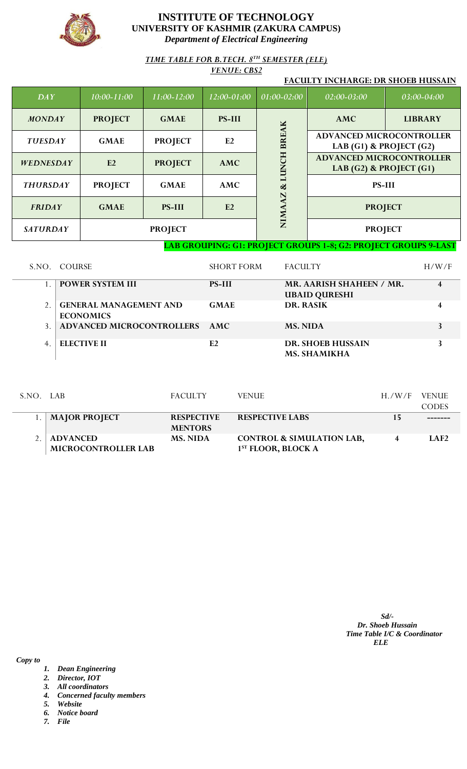# INSTITUTE OF TECHNOLOGY
## UNIVERSITY OF KASHMIR (ZAKURA CAMPUS)
### *Department of Electrical Engineering*

***TIME TABLE FOR B.TECH. 8TH SEMESTER (ELE)***

***VENUE: CBS2***

**FACULTY INCHARGE: DR SHOEB HUSSAIN**

| *DAY* | *10:00-11:00* | *11:00-12:00* | *12:00-01:00* | *01:00-02:00* | *02:00-03:00* | *03:00-04:00* |
|---|---|---|---|---|---|---|
| ***MONDAY*** | **PROJECT** | **GMAE** | **PS-III** | **NIMAAZ & LUNCH BREAK** | **AMC** | **LIBRARY** |
| ***TUESDAY*** | **GMAE** | **PROJECT** | **E2** | | **ADVANCED MICROCONTROLLER LAB (G1) & PROJECT (G2)** | |
| ***WEDNESDAY*** | **E2** | **PROJECT** | **AMC** | | **ADVANCED MICROCONTROLLER LAB (G2) & PROJECT (G1)** | |
| ***THURSDAY*** | **PROJECT** | **GMAE** | **AMC** | | **PS-III** | |
| ***FRIDAY*** | **GMAE** | **PS-III** | **E2** | | **PROJECT** | |
| ***SATURDAY*** | **PROJECT** | | | | **PROJECT** | |

**LAB GROUPING: G1: PROJECT GROUPS 1-8; G2: PROJECT GROUPS 9-LAST**

| S.NO. | COURSE | SHORT FORM | FACULTY | H/W/F |
|---|---|---|---|---|
| 1. | **POWER SYSTEM III** | **PS-III** | **MR. AARISH SHAHEEN / MR. UBAID QURESHI** | **4** |
| 2. | **GENERAL MANAGEMENT AND ECONOMICS** | **GMAE** | **DR. RASIK** | **4** |
| 3. | **ADVANCED MICROCONTROLLERS** | **AMC** | **MS. NIDA** | **3** |
| 4. | **ELECTIVE II** | **E2** | **DR. SHOEB HUSSAIN MS. SHAMIKHA** | **3** |

| S.NO. | LAB | FACULTY | VENUE | H./W/F | VENUE CODES |
|---|---|---|---|---|---|
| 1. | **MAJOR PROJECT** | **RESPECTIVE MENTORS** | **RESPECTIVE LABS** | **15** | **-------** |
| 2. | **ADVANCED MICROCONTROLLER LAB** | **MS. NIDA** | **CONTROL & SIMULATION LAB, 1ST FLOOR, BLOCK A** | **4** | **LAF2** |

***Sd/-***
***Dr. Shoeb Hussain***
***Time Table I/C & Coordinator***
***ELE***

***Copy to***

1. ***Dean Engineering***
2. ***Director, IOT***
3. ***All coordinators***
4. ***Concerned faculty members***
5. ***Website***
6. ***Notice board***
7. ***File***